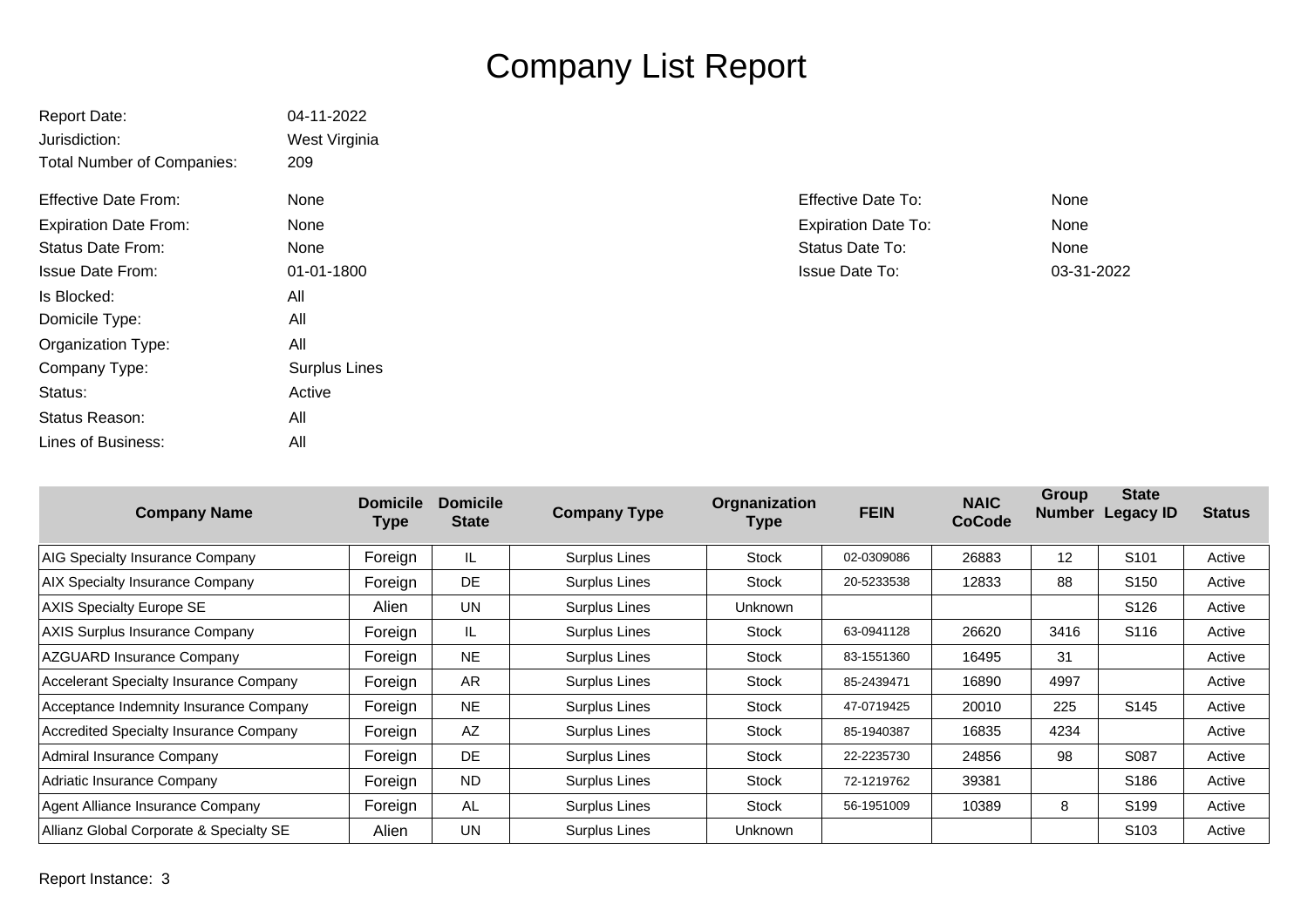# Company List Report

| | | | |
|---|---|---|---|
| Report Date: | 04-11-2022 | | |
| Jurisdiction: | West Virginia | | |
| Total Number of Companies: | 209 | | |
| Effective Date From: | None | Effective Date To: | None |
| Expiration Date From: | None | Expiration Date To: | None |
| Status Date From: | None | Status Date To: | None |
| Issue Date From: | 01-01-1800 | Issue Date To: | 03-31-2022 |
| Is Blocked: | All | | |
| Domicile Type: | All | | |
| Organization Type: | All | | |
| Company Type: | Surplus Lines | | |
| Status: | Active | | |
| Status Reason: | All | | |
| Lines of Business: | All | | |

| Company Name | Domicile Type | Domicile State | Company Type | Orgnanization Type | FEIN | NAIC CoCode | Group Number | State Legacy ID | Status |
|---|---|---|---|---|---|---|---|---|---|
| AIG Specialty Insurance Company | Foreign | IL | Surplus Lines | Stock | 02-0309086 | 26883 | 12 | S101 | Active |
| AIX Specialty Insurance Company | Foreign | DE | Surplus Lines | Stock | 20-5233538 | 12833 | 88 | S150 | Active |
| AXIS Specialty Europe SE | Alien | UN | Surplus Lines | Unknown | | | | S126 | Active |
| AXIS Surplus Insurance Company | Foreign | IL | Surplus Lines | Stock | 63-0941128 | 26620 | 3416 | S116 | Active |
| AZGUARD Insurance Company | Foreign | NE | Surplus Lines | Stock | 83-1551360 | 16495 | 31 | | Active |
| Accelerant Specialty Insurance Company | Foreign | AR | Surplus Lines | Stock | 85-2439471 | 16890 | 4997 | | Active |
| Acceptance Indemnity Insurance Company | Foreign | NE | Surplus Lines | Stock | 47-0719425 | 20010 | 225 | S145 | Active |
| Accredited Specialty Insurance Company | Foreign | AZ | Surplus Lines | Stock | 85-1940387 | 16835 | 4234 | | Active |
| Admiral Insurance Company | Foreign | DE | Surplus Lines | Stock | 22-2235730 | 24856 | 98 | S087 | Active |
| Adriatic Insurance Company | Foreign | ND | Surplus Lines | Stock | 72-1219762 | 39381 | | S186 | Active |
| Agent Alliance Insurance Company | Foreign | AL | Surplus Lines | Stock | 56-1951009 | 10389 | 8 | S199 | Active |
| Allianz Global Corporate & Specialty SE | Alien | UN | Surplus Lines | Unknown | | | | S103 | Active |

Report Instance: 3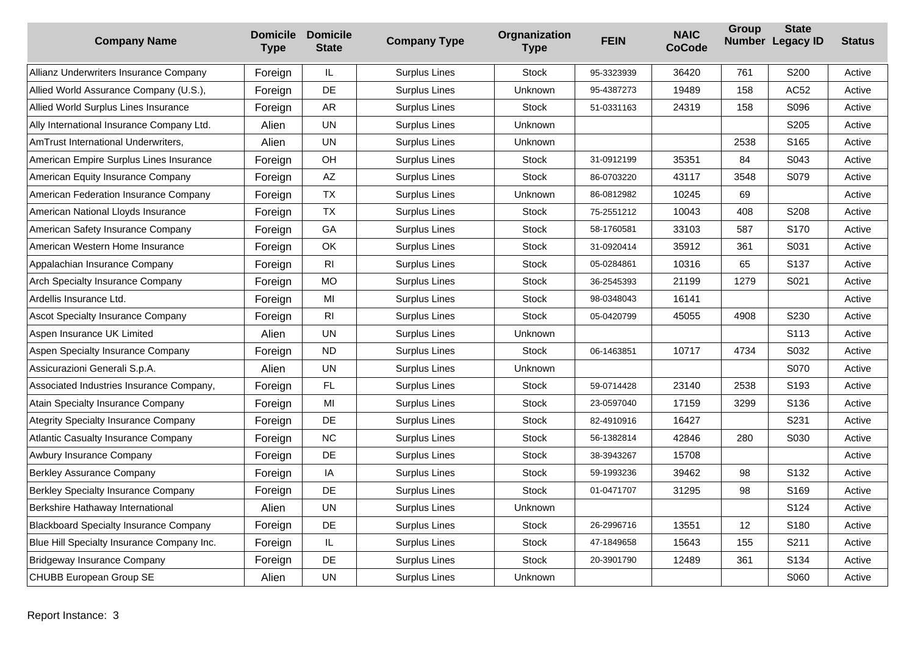| Company Name | Domicile Type | Domicile State | Company Type | Orgnanization Type | FEIN | NAIC CoCode | Group Number | State Legacy ID | Status |
|---|---|---|---|---|---|---|---|---|---|
| Allianz Underwriters Insurance Company | Foreign | IL | Surplus Lines | Stock | 95-3323939 | 36420 | 761 | S200 | Active |
| Allied World Assurance Company (U.S.), | Foreign | DE | Surplus Lines | Unknown | 95-4387273 | 19489 | 158 | AC52 | Active |
| Allied World Surplus Lines Insurance | Foreign | AR | Surplus Lines | Stock | 51-0331163 | 24319 | 158 | S096 | Active |
| Ally International Insurance Company Ltd. | Alien | UN | Surplus Lines | Unknown | | | | S205 | Active |
| AmTrust International Underwriters, | Alien | UN | Surplus Lines | Unknown | | | 2538 | S165 | Active |
| American Empire Surplus Lines Insurance | Foreign | OH | Surplus Lines | Stock | 31-0912199 | 35351 | 84 | S043 | Active |
| American Equity Insurance Company | Foreign | AZ | Surplus Lines | Stock | 86-0703220 | 43117 | 3548 | S079 | Active |
| American Federation Insurance Company | Foreign | TX | Surplus Lines | Unknown | 86-0812982 | 10245 | 69 | | Active |
| American National Lloyds Insurance | Foreign | TX | Surplus Lines | Stock | 75-2551212 | 10043 | 408 | S208 | Active |
| American Safety Insurance Company | Foreign | GA | Surplus Lines | Stock | 58-1760581 | 33103 | 587 | S170 | Active |
| American Western Home Insurance | Foreign | OK | Surplus Lines | Stock | 31-0920414 | 35912 | 361 | S031 | Active |
| Appalachian Insurance Company | Foreign | RI | Surplus Lines | Stock | 05-0284861 | 10316 | 65 | S137 | Active |
| Arch Specialty Insurance Company | Foreign | MO | Surplus Lines | Stock | 36-2545393 | 21199 | 1279 | S021 | Active |
| Ardellis Insurance Ltd. | Foreign | MI | Surplus Lines | Stock | 98-0348043 | 16141 | | | Active |
| Ascot Specialty Insurance Company | Foreign | RI | Surplus Lines | Stock | 05-0420799 | 45055 | 4908 | S230 | Active |
| Aspen Insurance UK Limited | Alien | UN | Surplus Lines | Unknown | | | | S113 | Active |
| Aspen Specialty Insurance Company | Foreign | ND | Surplus Lines | Stock | 06-1463851 | 10717 | 4734 | S032 | Active |
| Assicurazioni Generali S.p.A. | Alien | UN | Surplus Lines | Unknown | | | | S070 | Active |
| Associated Industries Insurance Company, | Foreign | FL | Surplus Lines | Stock | 59-0714428 | 23140 | 2538 | S193 | Active |
| Atain Specialty Insurance Company | Foreign | MI | Surplus Lines | Stock | 23-0597040 | 17159 | 3299 | S136 | Active |
| Ategrity Specialty Insurance Company | Foreign | DE | Surplus Lines | Stock | 82-4910916 | 16427 | | S231 | Active |
| Atlantic Casualty Insurance Company | Foreign | NC | Surplus Lines | Stock | 56-1382814 | 42846 | 280 | S030 | Active |
| Awbury Insurance Company | Foreign | DE | Surplus Lines | Stock | 38-3943267 | 15708 | | | Active |
| Berkley Assurance Company | Foreign | IA | Surplus Lines | Stock | 59-1993236 | 39462 | 98 | S132 | Active |
| Berkley Specialty Insurance Company | Foreign | DE | Surplus Lines | Stock | 01-0471707 | 31295 | 98 | S169 | Active |
| Berkshire Hathaway International | Alien | UN | Surplus Lines | Unknown | | | | S124 | Active |
| Blackboard Specialty Insurance Company | Foreign | DE | Surplus Lines | Stock | 26-2996716 | 13551 | 12 | S180 | Active |
| Blue Hill Specialty Insurance Company Inc. | Foreign | IL | Surplus Lines | Stock | 47-1849658 | 15643 | 155 | S211 | Active |
| Bridgeway Insurance Company | Foreign | DE | Surplus Lines | Stock | 20-3901790 | 12489 | 361 | S134 | Active |
| CHUBB European Group SE | Alien | UN | Surplus Lines | Unknown | | | | S060 | Active |

Report Instance: 3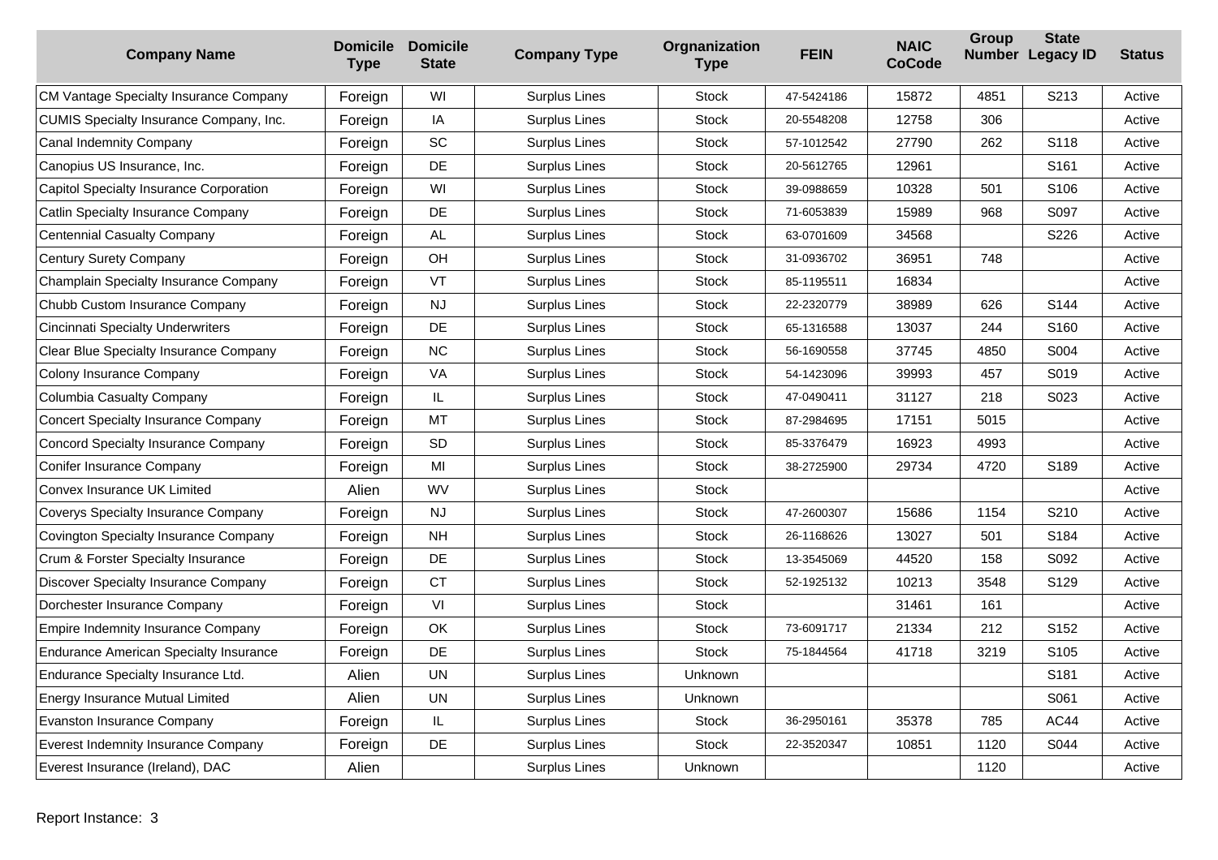| Company Name | Domicile Type | Domicile State | Company Type | Orgnanization Type | FEIN | NAIC CoCode | Group Number | State Legacy ID | Status |
|---|---|---|---|---|---|---|---|---|---|
| CM Vantage Specialty Insurance Company | Foreign | WI | Surplus Lines | Stock | 47-5424186 | 15872 | 4851 | S213 | Active |
| CUMIS Specialty Insurance Company, Inc. | Foreign | IA | Surplus Lines | Stock | 20-5548208 | 12758 | 306 | | Active |
| Canal Indemnity Company | Foreign | SC | Surplus Lines | Stock | 57-1012542 | 27790 | 262 | S118 | Active |
| Canopius US Insurance, Inc. | Foreign | DE | Surplus Lines | Stock | 20-5612765 | 12961 | | S161 | Active |
| Capitol Specialty Insurance Corporation | Foreign | WI | Surplus Lines | Stock | 39-0988659 | 10328 | 501 | S106 | Active |
| Catlin Specialty Insurance Company | Foreign | DE | Surplus Lines | Stock | 71-6053839 | 15989 | 968 | S097 | Active |
| Centennial Casualty Company | Foreign | AL | Surplus Lines | Stock | 63-0701609 | 34568 | | S226 | Active |
| Century Surety Company | Foreign | OH | Surplus Lines | Stock | 31-0936702 | 36951 | 748 | | Active |
| Champlain Specialty Insurance Company | Foreign | VT | Surplus Lines | Stock | 85-1195511 | 16834 | | | Active |
| Chubb Custom Insurance Company | Foreign | NJ | Surplus Lines | Stock | 22-2320779 | 38989 | 626 | S144 | Active |
| Cincinnati Specialty Underwriters | Foreign | DE | Surplus Lines | Stock | 65-1316588 | 13037 | 244 | S160 | Active |
| Clear Blue Specialty Insurance Company | Foreign | NC | Surplus Lines | Stock | 56-1690558 | 37745 | 4850 | S004 | Active |
| Colony Insurance Company | Foreign | VA | Surplus Lines | Stock | 54-1423096 | 39993 | 457 | S019 | Active |
| Columbia Casualty Company | Foreign | IL | Surplus Lines | Stock | 47-0490411 | 31127 | 218 | S023 | Active |
| Concert Specialty Insurance Company | Foreign | MT | Surplus Lines | Stock | 87-2984695 | 17151 | 5015 | | Active |
| Concord Specialty Insurance Company | Foreign | SD | Surplus Lines | Stock | 85-3376479 | 16923 | 4993 | | Active |
| Conifer Insurance Company | Foreign | MI | Surplus Lines | Stock | 38-2725900 | 29734 | 4720 | S189 | Active |
| Convex Insurance UK Limited | Alien | WV | Surplus Lines | Stock | | | | | Active |
| Coverys Specialty Insurance Company | Foreign | NJ | Surplus Lines | Stock | 47-2600307 | 15686 | 1154 | S210 | Active |
| Covington Specialty Insurance Company | Foreign | NH | Surplus Lines | Stock | 26-1168626 | 13027 | 501 | S184 | Active |
| Crum & Forster Specialty Insurance | Foreign | DE | Surplus Lines | Stock | 13-3545069 | 44520 | 158 | S092 | Active |
| Discover Specialty Insurance Company | Foreign | CT | Surplus Lines | Stock | 52-1925132 | 10213 | 3548 | S129 | Active |
| Dorchester Insurance Company | Foreign | VI | Surplus Lines | Stock | | 31461 | 161 | | Active |
| Empire Indemnity Insurance Company | Foreign | OK | Surplus Lines | Stock | 73-6091717 | 21334 | 212 | S152 | Active |
| Endurance American Specialty Insurance | Foreign | DE | Surplus Lines | Stock | 75-1844564 | 41718 | 3219 | S105 | Active |
| Endurance Specialty Insurance Ltd. | Alien | UN | Surplus Lines | Unknown | | | | S181 | Active |
| Energy Insurance Mutual Limited | Alien | UN | Surplus Lines | Unknown | | | | S061 | Active |
| Evanston Insurance Company | Foreign | IL | Surplus Lines | Stock | 36-2950161 | 35378 | 785 | AC44 | Active |
| Everest Indemnity Insurance Company | Foreign | DE | Surplus Lines | Stock | 22-3520347 | 10851 | 1120 | S044 | Active |
| Everest Insurance (Ireland), DAC | Alien | | Surplus Lines | Unknown | | | 1120 | | Active |

Report Instance: 3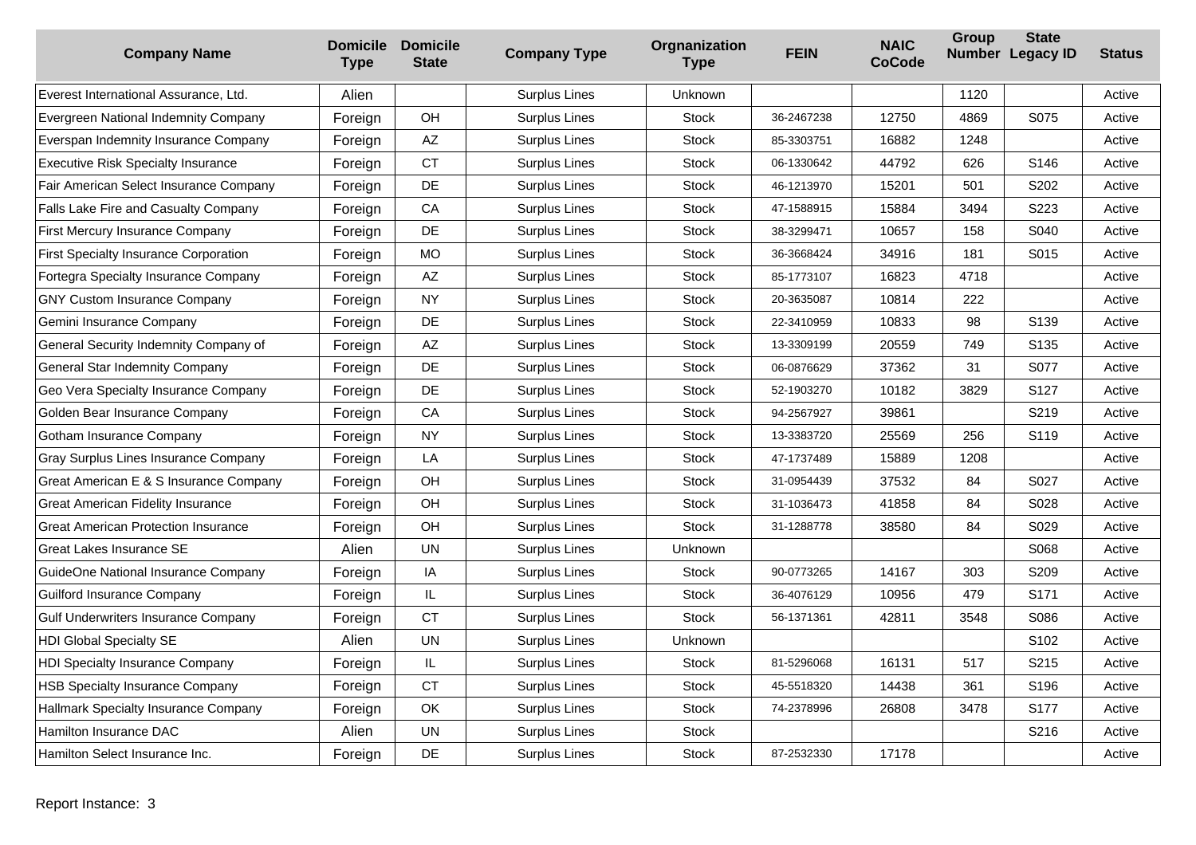| Company Name | Domicile Type | Domicile State | Company Type | Orgnanization Type | FEIN | NAIC CoCode | Group Number | State Legacy ID | Status |
|---|---|---|---|---|---|---|---|---|---|
| Everest International Assurance, Ltd. | Alien | | Surplus Lines | Unknown | | | 1120 | | Active |
| Evergreen National Indemnity Company | Foreign | OH | Surplus Lines | Stock | 36-2467238 | 12750 | 4869 | S075 | Active |
| Everspan Indemnity Insurance Company | Foreign | AZ | Surplus Lines | Stock | 85-3303751 | 16882 | 1248 | | Active |
| Executive Risk Specialty Insurance | Foreign | CT | Surplus Lines | Stock | 06-1330642 | 44792 | 626 | S146 | Active |
| Fair American Select Insurance Company | Foreign | DE | Surplus Lines | Stock | 46-1213970 | 15201 | 501 | S202 | Active |
| Falls Lake Fire and Casualty Company | Foreign | CA | Surplus Lines | Stock | 47-1588915 | 15884 | 3494 | S223 | Active |
| First Mercury Insurance Company | Foreign | DE | Surplus Lines | Stock | 38-3299471 | 10657 | 158 | S040 | Active |
| First Specialty Insurance Corporation | Foreign | MO | Surplus Lines | Stock | 36-3668424 | 34916 | 181 | S015 | Active |
| Fortegra Specialty Insurance Company | Foreign | AZ | Surplus Lines | Stock | 85-1773107 | 16823 | 4718 | | Active |
| GNY Custom Insurance Company | Foreign | NY | Surplus Lines | Stock | 20-3635087 | 10814 | 222 | | Active |
| Gemini Insurance Company | Foreign | DE | Surplus Lines | Stock | 22-3410959 | 10833 | 98 | S139 | Active |
| General Security Indemnity Company of | Foreign | AZ | Surplus Lines | Stock | 13-3309199 | 20559 | 749 | S135 | Active |
| General Star Indemnity Company | Foreign | DE | Surplus Lines | Stock | 06-0876629 | 37362 | 31 | S077 | Active |
| Geo Vera Specialty Insurance Company | Foreign | DE | Surplus Lines | Stock | 52-1903270 | 10182 | 3829 | S127 | Active |
| Golden Bear Insurance Company | Foreign | CA | Surplus Lines | Stock | 94-2567927 | 39861 | | S219 | Active |
| Gotham Insurance Company | Foreign | NY | Surplus Lines | Stock | 13-3383720 | 25569 | 256 | S119 | Active |
| Gray Surplus Lines Insurance Company | Foreign | LA | Surplus Lines | Stock | 47-1737489 | 15889 | 1208 | | Active |
| Great American E & S Insurance Company | Foreign | OH | Surplus Lines | Stock | 31-0954439 | 37532 | 84 | S027 | Active |
| Great American Fidelity Insurance | Foreign | OH | Surplus Lines | Stock | 31-1036473 | 41858 | 84 | S028 | Active |
| Great American Protection Insurance | Foreign | OH | Surplus Lines | Stock | 31-1288778 | 38580 | 84 | S029 | Active |
| Great Lakes Insurance SE | Alien | UN | Surplus Lines | Unknown | | | | S068 | Active |
| GuideOne National Insurance Company | Foreign | IA | Surplus Lines | Stock | 90-0773265 | 14167 | 303 | S209 | Active |
| Guilford Insurance Company | Foreign | IL | Surplus Lines | Stock | 36-4076129 | 10956 | 479 | S171 | Active |
| Gulf Underwriters Insurance Company | Foreign | CT | Surplus Lines | Stock | 56-1371361 | 42811 | 3548 | S086 | Active |
| HDI Global Specialty SE | Alien | UN | Surplus Lines | Unknown | | | | S102 | Active |
| HDI Specialty Insurance Company | Foreign | IL | Surplus Lines | Stock | 81-5296068 | 16131 | 517 | S215 | Active |
| HSB Specialty Insurance Company | Foreign | CT | Surplus Lines | Stock | 45-5518320 | 14438 | 361 | S196 | Active |
| Hallmark Specialty Insurance Company | Foreign | OK | Surplus Lines | Stock | 74-2378996 | 26808 | 3478 | S177 | Active |
| Hamilton Insurance DAC | Alien | UN | Surplus Lines | Stock | | | | S216 | Active |
| Hamilton Select Insurance Inc. | Foreign | DE | Surplus Lines | Stock | 87-2532330 | 17178 | | | Active |

Report Instance: 3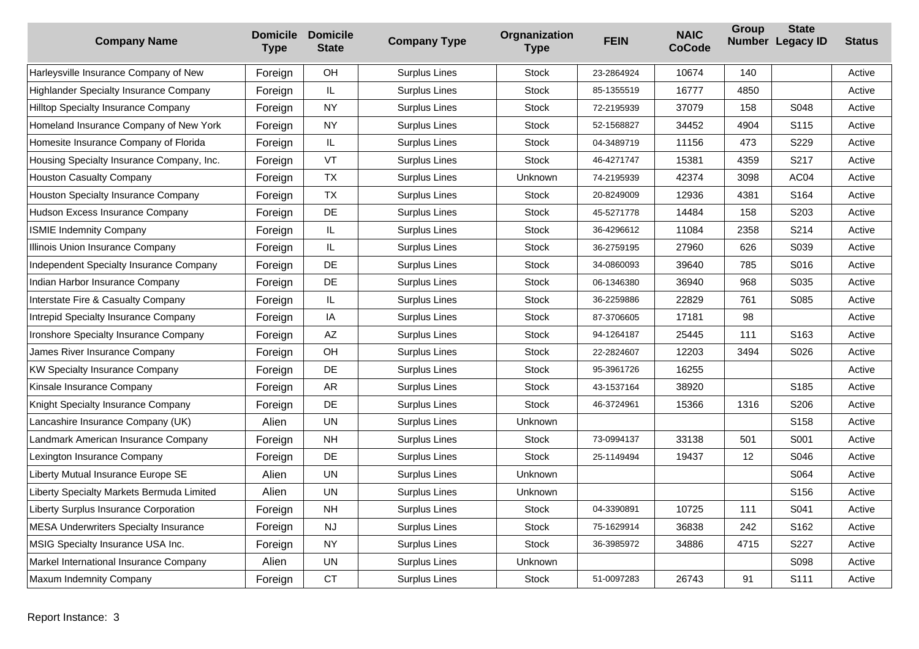| Company Name | Domicile Type | Domicile State | Company Type | Orgnanization Type | FEIN | NAIC CoCode | Group Number | State Legacy ID | Status |
|---|---|---|---|---|---|---|---|---|---|
| Harleysville Insurance Company of New | Foreign | OH | Surplus Lines | Stock | 23-2864924 | 10674 | 140 | | Active |
| Highlander Specialty Insurance Company | Foreign | IL | Surplus Lines | Stock | 85-1355519 | 16777 | 4850 | | Active |
| Hilltop Specialty Insurance Company | Foreign | NY | Surplus Lines | Stock | 72-2195939 | 37079 | 158 | S048 | Active |
| Homeland Insurance Company of New York | Foreign | NY | Surplus Lines | Stock | 52-1568827 | 34452 | 4904 | S115 | Active |
| Homesite Insurance Company of Florida | Foreign | IL | Surplus Lines | Stock | 04-3489719 | 11156 | 473 | S229 | Active |
| Housing Specialty Insurance Company, Inc. | Foreign | VT | Surplus Lines | Stock | 46-4271747 | 15381 | 4359 | S217 | Active |
| Houston Casualty Company | Foreign | TX | Surplus Lines | Unknown | 74-2195939 | 42374 | 3098 | AC04 | Active |
| Houston Specialty Insurance Company | Foreign | TX | Surplus Lines | Stock | 20-8249009 | 12936 | 4381 | S164 | Active |
| Hudson Excess Insurance Company | Foreign | DE | Surplus Lines | Stock | 45-5271778 | 14484 | 158 | S203 | Active |
| ISMIE Indemnity Company | Foreign | IL | Surplus Lines | Stock | 36-4296612 | 11084 | 2358 | S214 | Active |
| Illinois Union Insurance Company | Foreign | IL | Surplus Lines | Stock | 36-2759195 | 27960 | 626 | S039 | Active |
| Independent Specialty Insurance Company | Foreign | DE | Surplus Lines | Stock | 34-0860093 | 39640 | 785 | S016 | Active |
| Indian Harbor Insurance Company | Foreign | DE | Surplus Lines | Stock | 06-1346380 | 36940 | 968 | S035 | Active |
| Interstate Fire & Casualty Company | Foreign | IL | Surplus Lines | Stock | 36-2259886 | 22829 | 761 | S085 | Active |
| Intrepid Specialty Insurance Company | Foreign | IA | Surplus Lines | Stock | 87-3706605 | 17181 | 98 | | Active |
| Ironshore Specialty Insurance Company | Foreign | AZ | Surplus Lines | Stock | 94-1264187 | 25445 | 111 | S163 | Active |
| James River Insurance Company | Foreign | OH | Surplus Lines | Stock | 22-2824607 | 12203 | 3494 | S026 | Active |
| KW Specialty Insurance Company | Foreign | DE | Surplus Lines | Stock | 95-3961726 | 16255 | | | Active |
| Kinsale Insurance Company | Foreign | AR | Surplus Lines | Stock | 43-1537164 | 38920 | | S185 | Active |
| Knight Specialty Insurance Company | Foreign | DE | Surplus Lines | Stock | 46-3724961 | 15366 | 1316 | S206 | Active |
| Lancashire Insurance Company (UK) | Alien | UN | Surplus Lines | Unknown | | | | S158 | Active |
| Landmark American Insurance Company | Foreign | NH | Surplus Lines | Stock | 73-0994137 | 33138 | 501 | S001 | Active |
| Lexington Insurance Company | Foreign | DE | Surplus Lines | Stock | 25-1149494 | 19437 | 12 | S046 | Active |
| Liberty Mutual Insurance Europe SE | Alien | UN | Surplus Lines | Unknown | | | | S064 | Active |
| Liberty Specialty Markets Bermuda Limited | Alien | UN | Surplus Lines | Unknown | | | | S156 | Active |
| Liberty Surplus Insurance Corporation | Foreign | NH | Surplus Lines | Stock | 04-3390891 | 10725 | 111 | S041 | Active |
| MESA Underwriters Specialty Insurance | Foreign | NJ | Surplus Lines | Stock | 75-1629914 | 36838 | 242 | S162 | Active |
| MSIG Specialty Insurance USA Inc. | Foreign | NY | Surplus Lines | Stock | 36-3985972 | 34886 | 4715 | S227 | Active |
| Markel International Insurance Company | Alien | UN | Surplus Lines | Unknown | | | | S098 | Active |
| Maxum Indemnity Company | Foreign | CT | Surplus Lines | Stock | 51-0097283 | 26743 | 91 | S111 | Active |

Report Instance: 3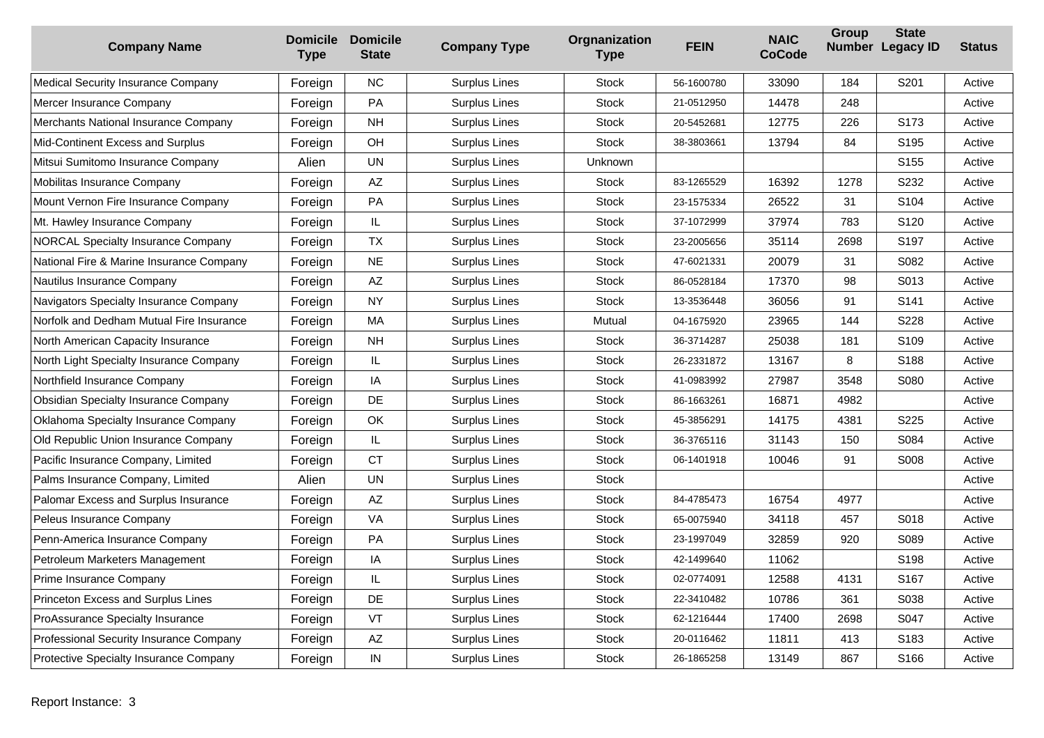| Company Name | Domicile Type | Domicile State | Company Type | Orgnanization Type | FEIN | NAIC CoCode | Group Number | State Legacy ID | Status |
|---|---|---|---|---|---|---|---|---|---|
| Medical Security Insurance Company | Foreign | NC | Surplus Lines | Stock | 56-1600780 | 33090 | 184 | S201 | Active |
| Mercer Insurance Company | Foreign | PA | Surplus Lines | Stock | 21-0512950 | 14478 | 248 | | Active |
| Merchants National Insurance Company | Foreign | NH | Surplus Lines | Stock | 20-5452681 | 12775 | 226 | S173 | Active |
| Mid-Continent Excess and Surplus | Foreign | OH | Surplus Lines | Stock | 38-3803661 | 13794 | 84 | S195 | Active |
| Mitsui Sumitomo Insurance Company | Alien | UN | Surplus Lines | Unknown | | | | S155 | Active |
| Mobilitas Insurance Company | Foreign | AZ | Surplus Lines | Stock | 83-1265529 | 16392 | 1278 | S232 | Active |
| Mount Vernon Fire Insurance Company | Foreign | PA | Surplus Lines | Stock | 23-1575334 | 26522 | 31 | S104 | Active |
| Mt. Hawley Insurance Company | Foreign | IL | Surplus Lines | Stock | 37-1072999 | 37974 | 783 | S120 | Active |
| NORCAL Specialty Insurance Company | Foreign | TX | Surplus Lines | Stock | 23-2005656 | 35114 | 2698 | S197 | Active |
| National Fire & Marine Insurance Company | Foreign | NE | Surplus Lines | Stock | 47-6021331 | 20079 | 31 | S082 | Active |
| Nautilus Insurance Company | Foreign | AZ | Surplus Lines | Stock | 86-0528184 | 17370 | 98 | S013 | Active |
| Navigators Specialty Insurance Company | Foreign | NY | Surplus Lines | Stock | 13-3536448 | 36056 | 91 | S141 | Active |
| Norfolk and Dedham Mutual Fire Insurance | Foreign | MA | Surplus Lines | Mutual | 04-1675920 | 23965 | 144 | S228 | Active |
| North American Capacity Insurance | Foreign | NH | Surplus Lines | Stock | 36-3714287 | 25038 | 181 | S109 | Active |
| North Light Specialty Insurance Company | Foreign | IL | Surplus Lines | Stock | 26-2331872 | 13167 | 8 | S188 | Active |
| Northfield Insurance Company | Foreign | IA | Surplus Lines | Stock | 41-0983992 | 27987 | 3548 | S080 | Active |
| Obsidian Specialty Insurance Company | Foreign | DE | Surplus Lines | Stock | 86-1663261 | 16871 | 4982 | | Active |
| Oklahoma Specialty Insurance Company | Foreign | OK | Surplus Lines | Stock | 45-3856291 | 14175 | 4381 | S225 | Active |
| Old Republic Union Insurance Company | Foreign | IL | Surplus Lines | Stock | 36-3765116 | 31143 | 150 | S084 | Active |
| Pacific Insurance Company, Limited | Foreign | CT | Surplus Lines | Stock | 06-1401918 | 10046 | 91 | S008 | Active |
| Palms Insurance Company, Limited | Alien | UN | Surplus Lines | Stock | | | | | Active |
| Palomar Excess and Surplus Insurance | Foreign | AZ | Surplus Lines | Stock | 84-4785473 | 16754 | 4977 | | Active |
| Peleus Insurance Company | Foreign | VA | Surplus Lines | Stock | 65-0075940 | 34118 | 457 | S018 | Active |
| Penn-America Insurance Company | Foreign | PA | Surplus Lines | Stock | 23-1997049 | 32859 | 920 | S089 | Active |
| Petroleum Marketers Management | Foreign | IA | Surplus Lines | Stock | 42-1499640 | 11062 | | S198 | Active |
| Prime Insurance Company | Foreign | IL | Surplus Lines | Stock | 02-0774091 | 12588 | 4131 | S167 | Active |
| Princeton Excess and Surplus Lines | Foreign | DE | Surplus Lines | Stock | 22-3410482 | 10786 | 361 | S038 | Active |
| ProAssurance Specialty Insurance | Foreign | VT | Surplus Lines | Stock | 62-1216444 | 17400 | 2698 | S047 | Active |
| Professional Security Insurance Company | Foreign | AZ | Surplus Lines | Stock | 20-0116462 | 11811 | 413 | S183 | Active |
| Protective Specialty Insurance Company | Foreign | IN | Surplus Lines | Stock | 26-1865258 | 13149 | 867 | S166 | Active |

Report Instance: 3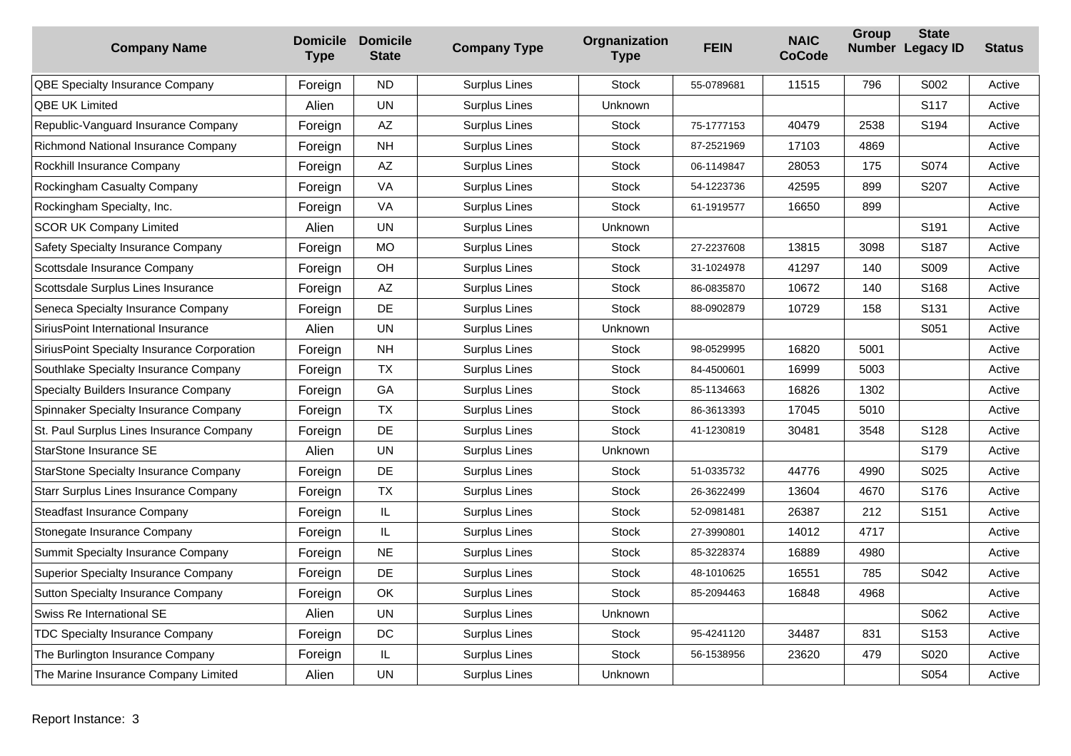| Company Name | Domicile Type | Domicile State | Company Type | Orgnanization Type | FEIN | NAIC CoCode | Group Number | State Legacy ID | Status |
|---|---|---|---|---|---|---|---|---|---|
| QBE Specialty Insurance Company | Foreign | ND | Surplus Lines | Stock | 55-0789681 | 11515 | 796 | S002 | Active |
| QBE UK Limited | Alien | UN | Surplus Lines | Unknown | | | | S117 | Active |
| Republic-Vanguard Insurance Company | Foreign | AZ | Surplus Lines | Stock | 75-1777153 | 40479 | 2538 | S194 | Active |
| Richmond National Insurance Company | Foreign | NH | Surplus Lines | Stock | 87-2521969 | 17103 | 4869 | | Active |
| Rockhill Insurance Company | Foreign | AZ | Surplus Lines | Stock | 06-1149847 | 28053 | 175 | S074 | Active |
| Rockingham Casualty Company | Foreign | VA | Surplus Lines | Stock | 54-1223736 | 42595 | 899 | S207 | Active |
| Rockingham Specialty, Inc. | Foreign | VA | Surplus Lines | Stock | 61-1919577 | 16650 | 899 | | Active |
| SCOR UK Company Limited | Alien | UN | Surplus Lines | Unknown | | | | S191 | Active |
| Safety Specialty Insurance Company | Foreign | MO | Surplus Lines | Stock | 27-2237608 | 13815 | 3098 | S187 | Active |
| Scottsdale Insurance Company | Foreign | OH | Surplus Lines | Stock | 31-1024978 | 41297 | 140 | S009 | Active |
| Scottsdale Surplus Lines Insurance | Foreign | AZ | Surplus Lines | Stock | 86-0835870 | 10672 | 140 | S168 | Active |
| Seneca Specialty Insurance Company | Foreign | DE | Surplus Lines | Stock | 88-0902879 | 10729 | 158 | S131 | Active |
| SiriusPoint International Insurance | Alien | UN | Surplus Lines | Unknown | | | | S051 | Active |
| SiriusPoint Specialty Insurance Corporation | Foreign | NH | Surplus Lines | Stock | 98-0529995 | 16820 | 5001 | | Active |
| Southlake Specialty Insurance Company | Foreign | TX | Surplus Lines | Stock | 84-4500601 | 16999 | 5003 | | Active |
| Specialty Builders Insurance Company | Foreign | GA | Surplus Lines | Stock | 85-1134663 | 16826 | 1302 | | Active |
| Spinnaker Specialty Insurance Company | Foreign | TX | Surplus Lines | Stock | 86-3613393 | 17045 | 5010 | | Active |
| St. Paul Surplus Lines Insurance Company | Foreign | DE | Surplus Lines | Stock | 41-1230819 | 30481 | 3548 | S128 | Active |
| StarStone Insurance SE | Alien | UN | Surplus Lines | Unknown | | | | S179 | Active |
| StarStone Specialty Insurance Company | Foreign | DE | Surplus Lines | Stock | 51-0335732 | 44776 | 4990 | S025 | Active |
| Starr Surplus Lines Insurance Company | Foreign | TX | Surplus Lines | Stock | 26-3622499 | 13604 | 4670 | S176 | Active |
| Steadfast Insurance Company | Foreign | IL | Surplus Lines | Stock | 52-0981481 | 26387 | 212 | S151 | Active |
| Stonegate Insurance Company | Foreign | IL | Surplus Lines | Stock | 27-3990801 | 14012 | 4717 | | Active |
| Summit Specialty Insurance Company | Foreign | NE | Surplus Lines | Stock | 85-3228374 | 16889 | 4980 | | Active |
| Superior Specialty Insurance Company | Foreign | DE | Surplus Lines | Stock | 48-1010625 | 16551 | 785 | S042 | Active |
| Sutton Specialty Insurance Company | Foreign | OK | Surplus Lines | Stock | 85-2094463 | 16848 | 4968 | | Active |
| Swiss Re International SE | Alien | UN | Surplus Lines | Unknown | | | | S062 | Active |
| TDC Specialty Insurance Company | Foreign | DC | Surplus Lines | Stock | 95-4241120 | 34487 | 831 | S153 | Active |
| The Burlington Insurance Company | Foreign | IL | Surplus Lines | Stock | 56-1538956 | 23620 | 479 | S020 | Active |
| The Marine Insurance Company Limited | Alien | UN | Surplus Lines | Unknown | | | | S054 | Active |

Report Instance: 3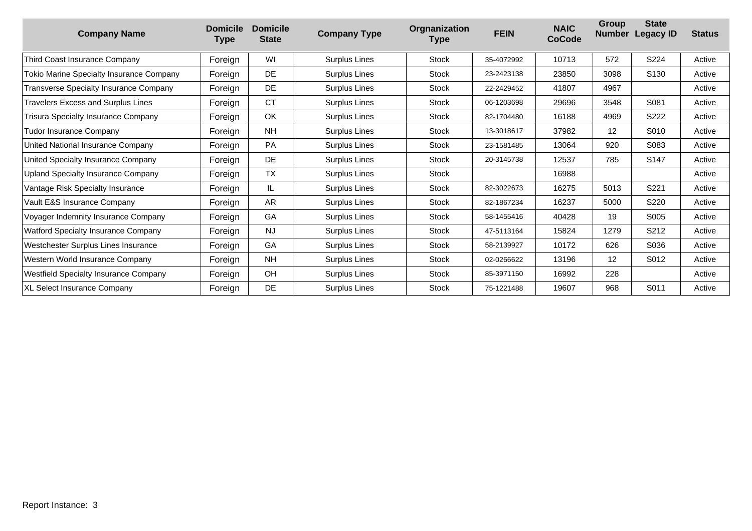| Company Name | Domicile Type | Domicile State | Company Type | Orgnanization Type | FEIN | NAIC CoCode | Group Number | State Legacy ID | Status |
|---|---|---|---|---|---|---|---|---|---|
| Third Coast Insurance Company | Foreign | WI | Surplus Lines | Stock | 35-4072992 | 10713 | 572 | S224 | Active |
| Tokio Marine Specialty Insurance Company | Foreign | DE | Surplus Lines | Stock | 23-2423138 | 23850 | 3098 | S130 | Active |
| Transverse Specialty Insurance Company | Foreign | DE | Surplus Lines | Stock | 22-2429452 | 41807 | 4967 | | Active |
| Travelers Excess and Surplus Lines | Foreign | CT | Surplus Lines | Stock | 06-1203698 | 29696 | 3548 | S081 | Active |
| Trisura Specialty Insurance Company | Foreign | OK | Surplus Lines | Stock | 82-1704480 | 16188 | 4969 | S222 | Active |
| Tudor Insurance Company | Foreign | NH | Surplus Lines | Stock | 13-3018617 | 37982 | 12 | S010 | Active |
| United National Insurance Company | Foreign | PA | Surplus Lines | Stock | 23-1581485 | 13064 | 920 | S083 | Active |
| United Specialty Insurance Company | Foreign | DE | Surplus Lines | Stock | 20-3145738 | 12537 | 785 | S147 | Active |
| Upland Specialty Insurance Company | Foreign | TX | Surplus Lines | Stock | | 16988 | | | Active |
| Vantage Risk Specialty Insurance | Foreign | IL | Surplus Lines | Stock | 82-3022673 | 16275 | 5013 | S221 | Active |
| Vault E&S Insurance Company | Foreign | AR | Surplus Lines | Stock | 82-1867234 | 16237 | 5000 | S220 | Active |
| Voyager Indemnity Insurance Company | Foreign | GA | Surplus Lines | Stock | 58-1455416 | 40428 | 19 | S005 | Active |
| Watford Specialty Insurance Company | Foreign | NJ | Surplus Lines | Stock | 47-5113164 | 15824 | 1279 | S212 | Active |
| Westchester Surplus Lines Insurance | Foreign | GA | Surplus Lines | Stock | 58-2139927 | 10172 | 626 | S036 | Active |
| Western World Insurance Company | Foreign | NH | Surplus Lines | Stock | 02-0266622 | 13196 | 12 | S012 | Active |
| Westfield Specialty Insurance Company | Foreign | OH | Surplus Lines | Stock | 85-3971150 | 16992 | 228 | | Active |
| XL Select Insurance Company | Foreign | DE | Surplus Lines | Stock | 75-1221488 | 19607 | 968 | S011 | Active |

Report Instance: 3